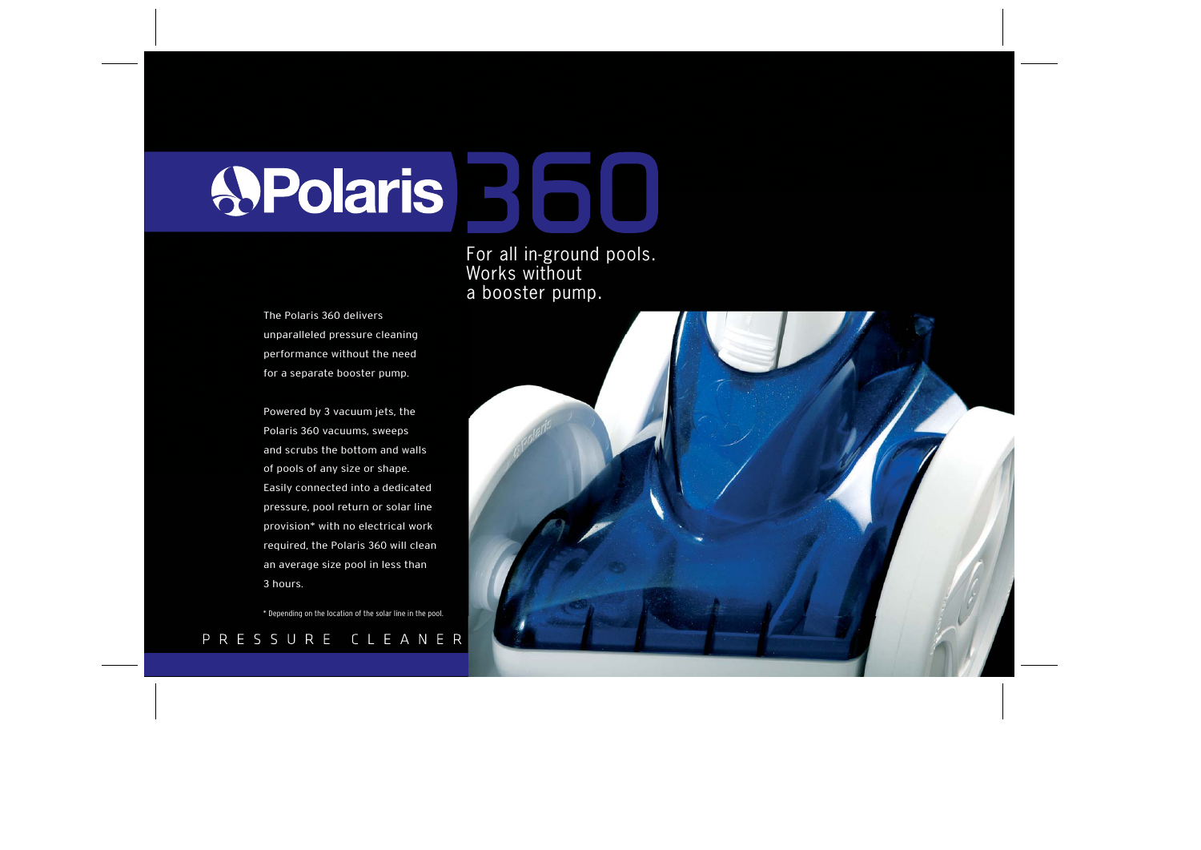# Polaris 360

For all in-ground pools.
Works without
a booster pump.

The Polaris 360 delivers unparalleled pressure cleaning performance without the need for a separate booster pump.

Powered by 3 vacuum jets, the Polaris 360 vacuums, sweeps and scrubs the bottom and walls of pools of any size or shape. Easily connected into a dedicated pressure, pool return or solar line provision* with no electrical work required, the Polaris 360 will clean an average size pool in less than 3 hours.

\* Depending on the location of the solar line in the pool.

PRESSURE CLEANER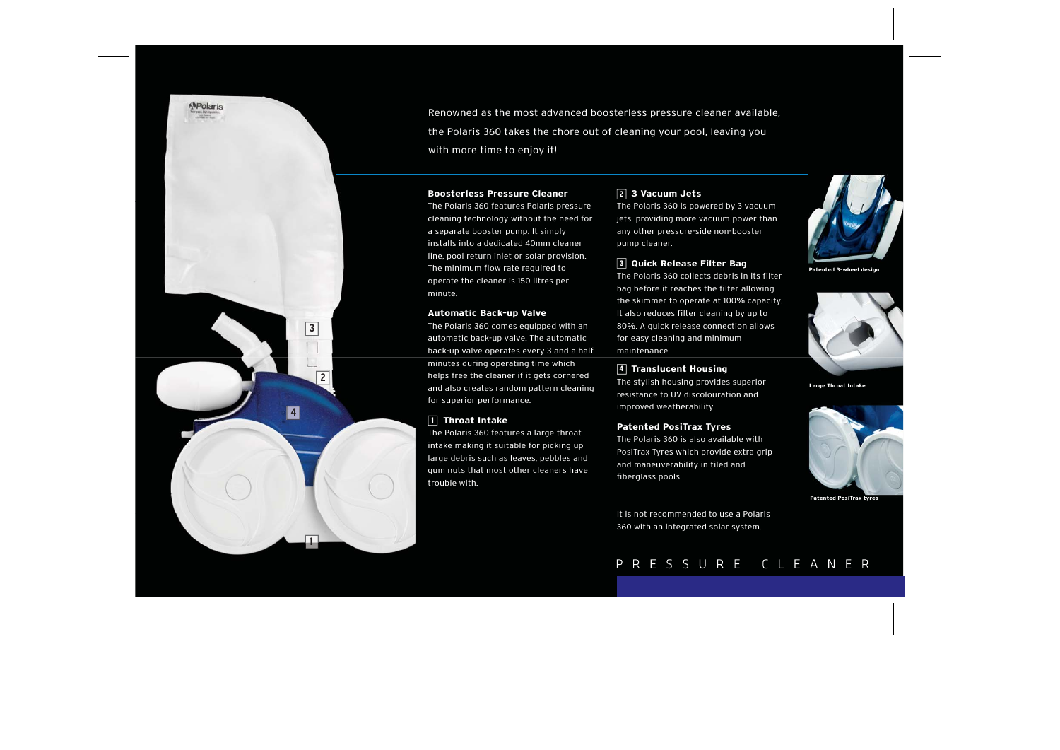Renowned as the most advanced boosterless pressure cleaner available, the Polaris 360 takes the chore out of cleaning your pool, leaving you with more time to enjoy it!

**Boosterless Pressure Cleaner**

The Polaris 360 features Polaris pressure cleaning technology without the need for a separate booster pump. It simply installs into a dedicated 40mm cleaner line, pool return inlet or solar provision. The minimum flow rate required to operate the cleaner is 150 litres per minute.

**Automatic Back-up Valve**

The Polaris 360 comes equipped with an automatic back-up valve. The automatic back-up valve operates every 3 and a half minutes during operating time which helps free the cleaner if it gets cornered and also creates random pattern cleaning for superior performance.

**1 Throat Intake**

The Polaris 360 features a large throat intake making it suitable for picking up large debris such as leaves, pebbles and gum nuts that most other cleaners have trouble with.

**2 3 Vacuum Jets**

The Polaris 360 is powered by 3 vacuum jets, providing more vacuum power than any other pressure-side non-booster pump cleaner.

**3 Quick Release Filter Bag**

The Polaris 360 collects debris in its filter bag before it reaches the filter allowing the skimmer to operate at 100% capacity. It also reduces filter cleaning by up to 80%. A quick release connection allows for easy cleaning and minimum maintenance.

**4 Translucent Housing**

The stylish housing provides superior resistance to UV discolouration and improved weatherability.

**Patented PosiTrax Tyres**

The Polaris 360 is also available with PosiTrax Tyres which provide extra grip and maneuverability in tiled and fiberglass pools.

It is not recommended to use a Polaris 360 with an integrated solar system.

Patented 3-wheel design

Large Throat Intake

Patented PosiTrax tyres

PRESSURE CLEANER